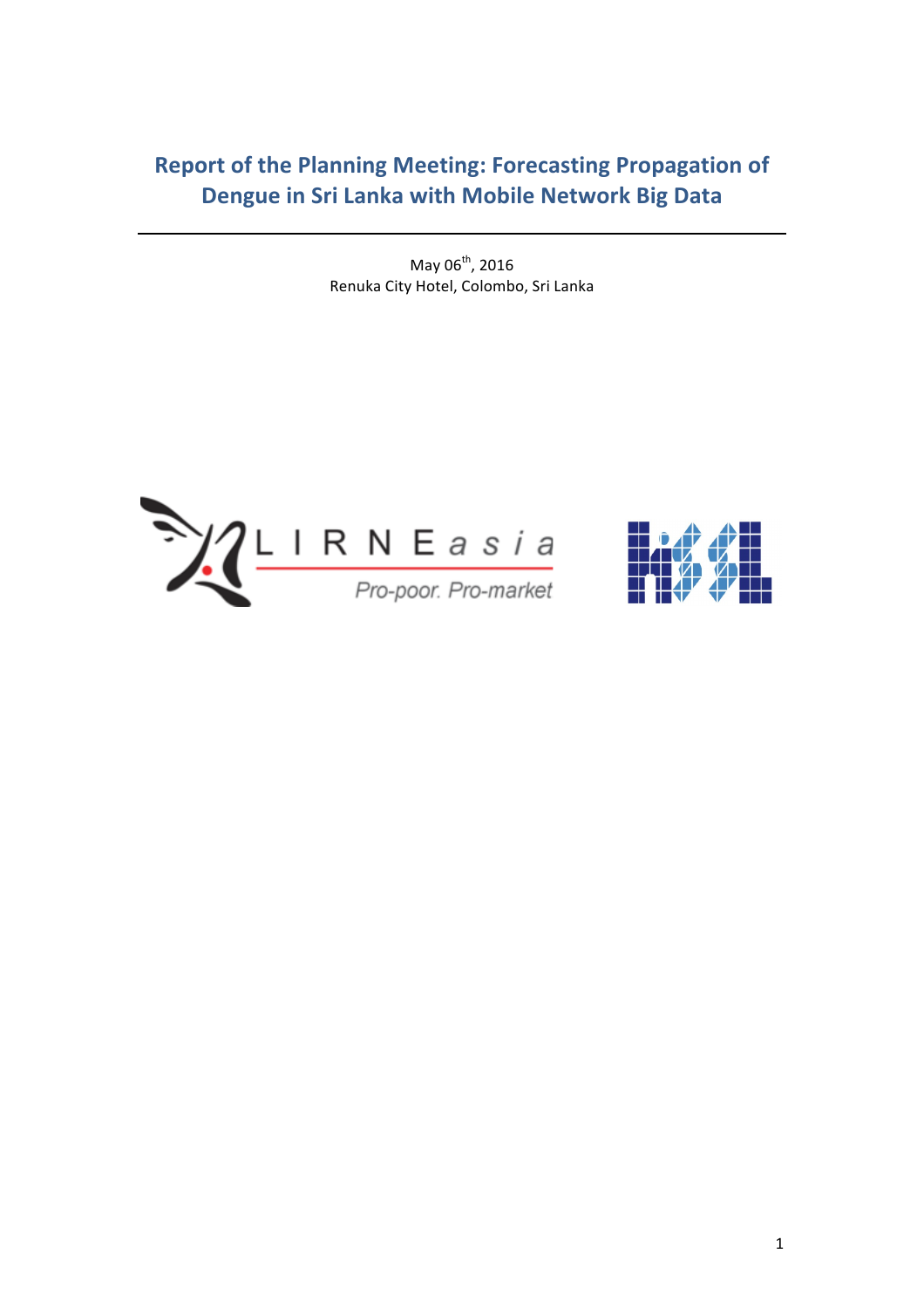# Report of the Planning Meeting: Forecasting Propagation of Dengue in Sri Lanka with Mobile Network Big Data

May 06th, 2016

Renuka City Hotel, Colombo, Sri Lanka

LIRNEasia

Pro-poor. Pro-market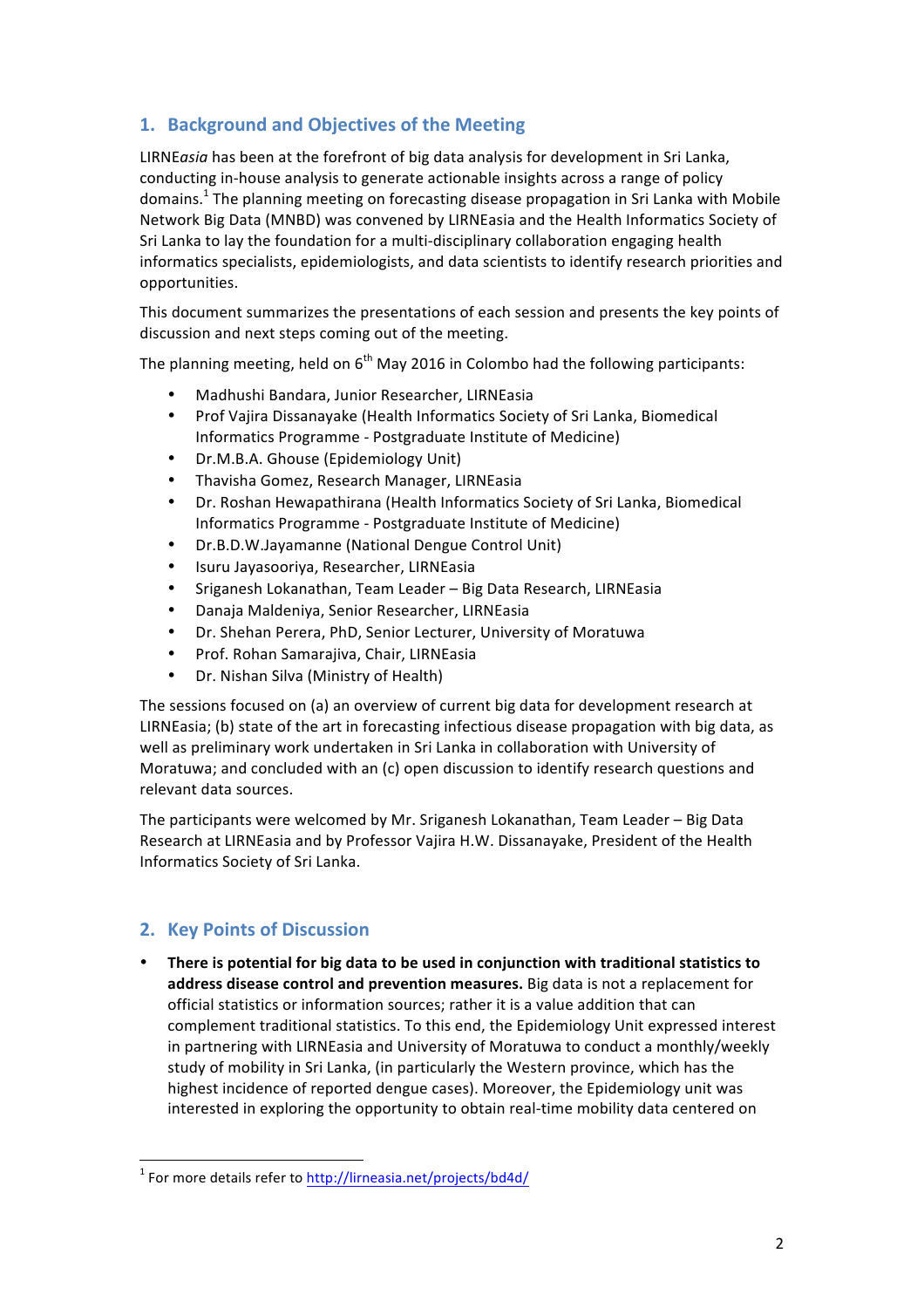## 1. Background and Objectives of the Meeting

LIRNE*asia* has been at the forefront of big data analysis for development in Sri Lanka, conducting in-house analysis to generate actionable insights across a range of policy domains.[1] The planning meeting on forecasting disease propagation in Sri Lanka with Mobile Network Big Data (MNBD) was convened by LIRNEasia and the Health Informatics Society of Sri Lanka to lay the foundation for a multi-disciplinary collaboration engaging health informatics specialists, epidemiologists, and data scientists to identify research priorities and opportunities.

This document summarizes the presentations of each session and presents the key points of discussion and next steps coming out of the meeting.

The planning meeting, held on 6th May 2016 in Colombo had the following participants:

- Madhushi Bandara, Junior Researcher, LIRNEasia
- Prof Vajira Dissanayake (Health Informatics Society of Sri Lanka, Biomedical Informatics Programme - Postgraduate Institute of Medicine)
- Dr.M.B.A. Ghouse (Epidemiology Unit)
- Thavisha Gomez, Research Manager, LIRNEasia
- Dr. Roshan Hewapathirana (Health Informatics Society of Sri Lanka, Biomedical Informatics Programme - Postgraduate Institute of Medicine)
- Dr.B.D.W.Jayamanne (National Dengue Control Unit)
- Isuru Jayasooriya, Researcher, LIRNEasia
- Sriganesh Lokanathan, Team Leader – Big Data Research, LIRNEasia
- Danaja Maldeniya, Senior Researcher, LIRNEasia
- Dr. Shehan Perera, PhD, Senior Lecturer, University of Moratuwa
- Prof. Rohan Samarajiva, Chair, LIRNEasia
- Dr. Nishan Silva (Ministry of Health)

The sessions focused on (a) an overview of current big data for development research at LIRNEasia; (b) state of the art in forecasting infectious disease propagation with big data, as well as preliminary work undertaken in Sri Lanka in collaboration with University of Moratuwa; and concluded with an (c) open discussion to identify research questions and relevant data sources.

The participants were welcomed by Mr. Sriganesh Lokanathan, Team Leader – Big Data Research at LIRNEasia and by Professor Vajira H.W. Dissanayake, President of the Health Informatics Society of Sri Lanka.

## 2. Key Points of Discussion

- **There is potential for big data to be used in conjunction with traditional statistics to address disease control and prevention measures.** Big data is not a replacement for official statistics or information sources; rather it is a value addition that can complement traditional statistics. To this end, the Epidemiology Unit expressed interest in partnering with LIRNEasia and University of Moratuwa to conduct a monthly/weekly study of mobility in Sri Lanka, (in particularly the Western province, which has the highest incidence of reported dengue cases). Moreover, the Epidemiology unit was interested in exploring the opportunity to obtain real-time mobility data centered on

[1] For more details refer to http://lirneasia.net/projects/bd4d/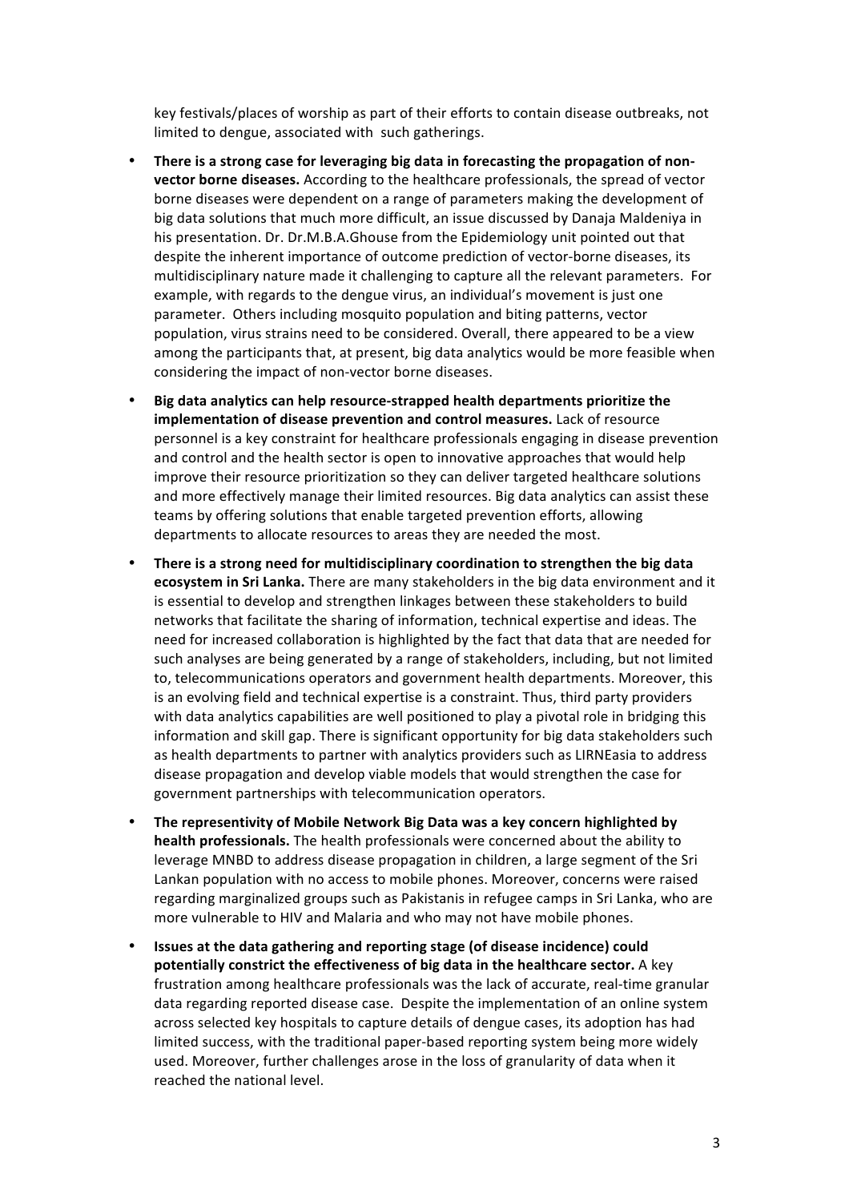key festivals/places of worship as part of their efforts to contain disease outbreaks, not limited to dengue, associated with such gatherings.

- **There is a strong case for leveraging big data in forecasting the propagation of non-vector borne diseases.** According to the healthcare professionals, the spread of vector borne diseases were dependent on a range of parameters making the development of big data solutions that much more difficult, an issue discussed by Danaja Maldeniya in his presentation. Dr. Dr.M.B.A.Ghouse from the Epidemiology unit pointed out that despite the inherent importance of outcome prediction of vector-borne diseases, its multidisciplinary nature made it challenging to capture all the relevant parameters. For example, with regards to the dengue virus, an individual's movement is just one parameter. Others including mosquito population and biting patterns, vector population, virus strains need to be considered. Overall, there appeared to be a view among the participants that, at present, big data analytics would be more feasible when considering the impact of non-vector borne diseases.

- **Big data analytics can help resource-strapped health departments prioritize the implementation of disease prevention and control measures.** Lack of resource personnel is a key constraint for healthcare professionals engaging in disease prevention and control and the health sector is open to innovative approaches that would help improve their resource prioritization so they can deliver targeted healthcare solutions and more effectively manage their limited resources. Big data analytics can assist these teams by offering solutions that enable targeted prevention efforts, allowing departments to allocate resources to areas they are needed the most.

- **There is a strong need for multidisciplinary coordination to strengthen the big data ecosystem in Sri Lanka.** There are many stakeholders in the big data environment and it is essential to develop and strengthen linkages between these stakeholders to build networks that facilitate the sharing of information, technical expertise and ideas. The need for increased collaboration is highlighted by the fact that data that are needed for such analyses are being generated by a range of stakeholders, including, but not limited to, telecommunications operators and government health departments. Moreover, this is an evolving field and technical expertise is a constraint. Thus, third party providers with data analytics capabilities are well positioned to play a pivotal role in bridging this information and skill gap. There is significant opportunity for big data stakeholders such as health departments to partner with analytics providers such as LIRNEasia to address disease propagation and develop viable models that would strengthen the case for government partnerships with telecommunication operators.

- **The representivity of Mobile Network Big Data was a key concern highlighted by health professionals.** The health professionals were concerned about the ability to leverage MNBD to address disease propagation in children, a large segment of the Sri Lankan population with no access to mobile phones. Moreover, concerns were raised regarding marginalized groups such as Pakistanis in refugee camps in Sri Lanka, who are more vulnerable to HIV and Malaria and who may not have mobile phones.

- **Issues at the data gathering and reporting stage (of disease incidence) could potentially constrict the effectiveness of big data in the healthcare sector.** A key frustration among healthcare professionals was the lack of accurate, real-time granular data regarding reported disease case. Despite the implementation of an online system across selected key hospitals to capture details of dengue cases, its adoption has had limited success, with the traditional paper-based reporting system being more widely used. Moreover, further challenges arose in the loss of granularity of data when it reached the national level.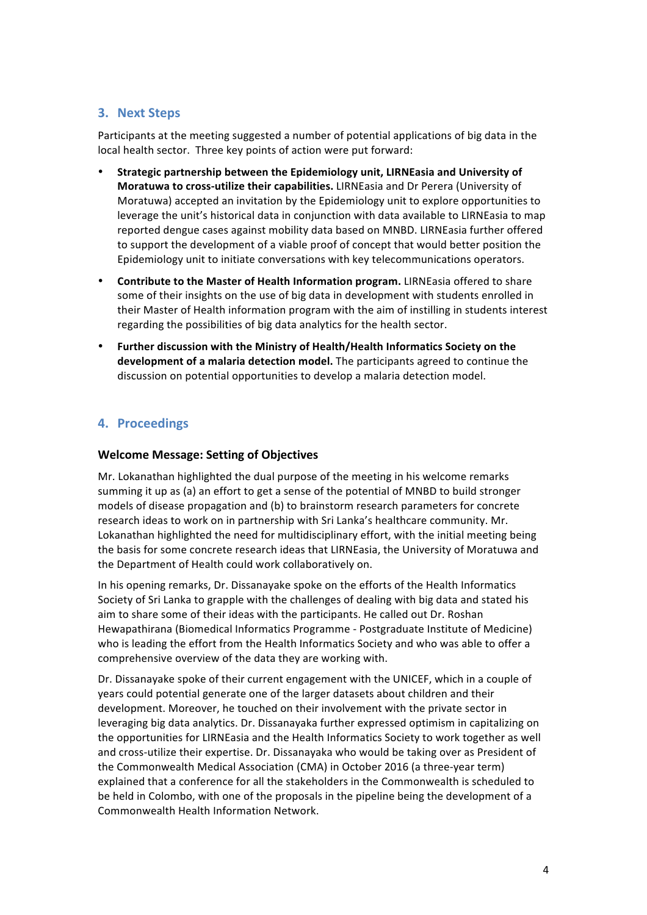## 3. Next Steps

Participants at the meeting suggested a number of potential applications of big data in the local health sector. Three key points of action were put forward:

- **Strategic partnership between the Epidemiology unit, LIRNEasia and University of Moratuwa to cross-utilize their capabilities.** LIRNEasia and Dr Perera (University of Moratuwa) accepted an invitation by the Epidemiology unit to explore opportunities to leverage the unit's historical data in conjunction with data available to LIRNEasia to map reported dengue cases against mobility data based on MNBD. LIRNEasia further offered to support the development of a viable proof of concept that would better position the Epidemiology unit to initiate conversations with key telecommunications operators.
- **Contribute to the Master of Health Information program.** LIRNEasia offered to share some of their insights on the use of big data in development with students enrolled in their Master of Health information program with the aim of instilling in students interest regarding the possibilities of big data analytics for the health sector.
- **Further discussion with the Ministry of Health/Health Informatics Society on the development of a malaria detection model.** The participants agreed to continue the discussion on potential opportunities to develop a malaria detection model.

## 4. Proceedings

### Welcome Message: Setting of Objectives

Mr. Lokanathan highlighted the dual purpose of the meeting in his welcome remarks summing it up as (a) an effort to get a sense of the potential of MNBD to build stronger models of disease propagation and (b) to brainstorm research parameters for concrete research ideas to work on in partnership with Sri Lanka's healthcare community. Mr. Lokanathan highlighted the need for multidisciplinary effort, with the initial meeting being the basis for some concrete research ideas that LIRNEasia, the University of Moratuwa and the Department of Health could work collaboratively on.

In his opening remarks, Dr. Dissanayake spoke on the efforts of the Health Informatics Society of Sri Lanka to grapple with the challenges of dealing with big data and stated his aim to share some of their ideas with the participants. He called out Dr. Roshan Hewapathirana (Biomedical Informatics Programme - Postgraduate Institute of Medicine) who is leading the effort from the Health Informatics Society and who was able to offer a comprehensive overview of the data they are working with.

Dr. Dissanayake spoke of their current engagement with the UNICEF, which in a couple of years could potential generate one of the larger datasets about children and their development. Moreover, he touched on their involvement with the private sector in leveraging big data analytics. Dr. Dissanayaka further expressed optimism in capitalizing on the opportunities for LIRNEasia and the Health Informatics Society to work together as well and cross-utilize their expertise. Dr. Dissanayaka who would be taking over as President of the Commonwealth Medical Association (CMA) in October 2016 (a three-year term) explained that a conference for all the stakeholders in the Commonwealth is scheduled to be held in Colombo, with one of the proposals in the pipeline being the development of a Commonwealth Health Information Network.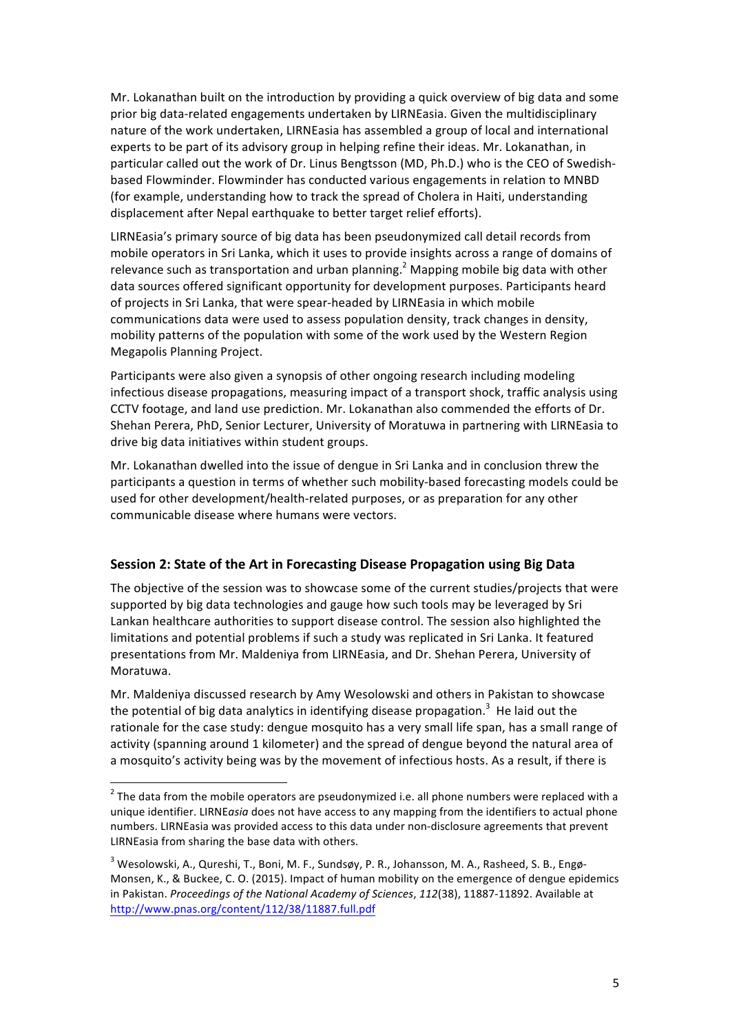Mr. Lokanathan built on the introduction by providing a quick overview of big data and some prior big data-related engagements undertaken by LIRNEasia. Given the multidisciplinary nature of the work undertaken, LIRNEasia has assembled a group of local and international experts to be part of its advisory group in helping refine their ideas. Mr. Lokanathan, in particular called out the work of Dr. Linus Bengtsson (MD, Ph.D.) who is the CEO of Swedish-based Flowminder. Flowminder has conducted various engagements in relation to MNBD (for example, understanding how to track the spread of Cholera in Haiti, understanding displacement after Nepal earthquake to better target relief efforts).

LIRNEasia's primary source of big data has been pseudonymized call detail records from mobile operators in Sri Lanka, which it uses to provide insights across a range of domains of relevance such as transportation and urban planning.[2] Mapping mobile big data with other data sources offered significant opportunity for development purposes. Participants heard of projects in Sri Lanka, that were spear-headed by LIRNEasia in which mobile communications data were used to assess population density, track changes in density, mobility patterns of the population with some of the work used by the Western Region Megapolis Planning Project.

Participants were also given a synopsis of other ongoing research including modeling infectious disease propagations, measuring impact of a transport shock, traffic analysis using CCTV footage, and land use prediction. Mr. Lokanathan also commended the efforts of Dr. Shehan Perera, PhD, Senior Lecturer, University of Moratuwa in partnering with LIRNEasia to drive big data initiatives within student groups.

Mr. Lokanathan dwelled into the issue of dengue in Sri Lanka and in conclusion threw the participants a question in terms of whether such mobility-based forecasting models could be used for other development/health-related purposes, or as preparation for any other communicable disease where humans were vectors.

## Session 2: State of the Art in Forecasting Disease Propagation using Big Data

The objective of the session was to showcase some of the current studies/projects that were supported by big data technologies and gauge how such tools may be leveraged by Sri Lankan healthcare authorities to support disease control. The session also highlighted the limitations and potential problems if such a study was replicated in Sri Lanka. It featured presentations from Mr. Maldeniya from LIRNEasia, and Dr. Shehan Perera, University of Moratuwa.

Mr. Maldeniya discussed research by Amy Wesolowski and others in Pakistan to showcase the potential of big data analytics in identifying disease propagation.[3] He laid out the rationale for the case study: dengue mosquito has a very small life span, has a small range of activity (spanning around 1 kilometer) and the spread of dengue beyond the natural area of a mosquito's activity being was by the movement of infectious hosts. As a result, if there is

---

[2] The data from the mobile operators are pseudonymized i.e. all phone numbers were replaced with a unique identifier. LIRNE*asia* does not have access to any mapping from the identifiers to actual phone numbers. LIRNEasia was provided access to this data under non-disclosure agreements that prevent LIRNEasia from sharing the base data with others.

[3] Wesolowski, A., Qureshi, T., Boni, M. F., Sundsøy, P. R., Johansson, M. A., Rasheed, S. B., Engø-Monsen, K., & Buckee, C. O. (2015). Impact of human mobility on the emergence of dengue epidemics in Pakistan. *Proceedings of the National Academy of Sciences*, *112*(38), 11887-11892. Available at http://www.pnas.org/content/112/38/11887.full.pdf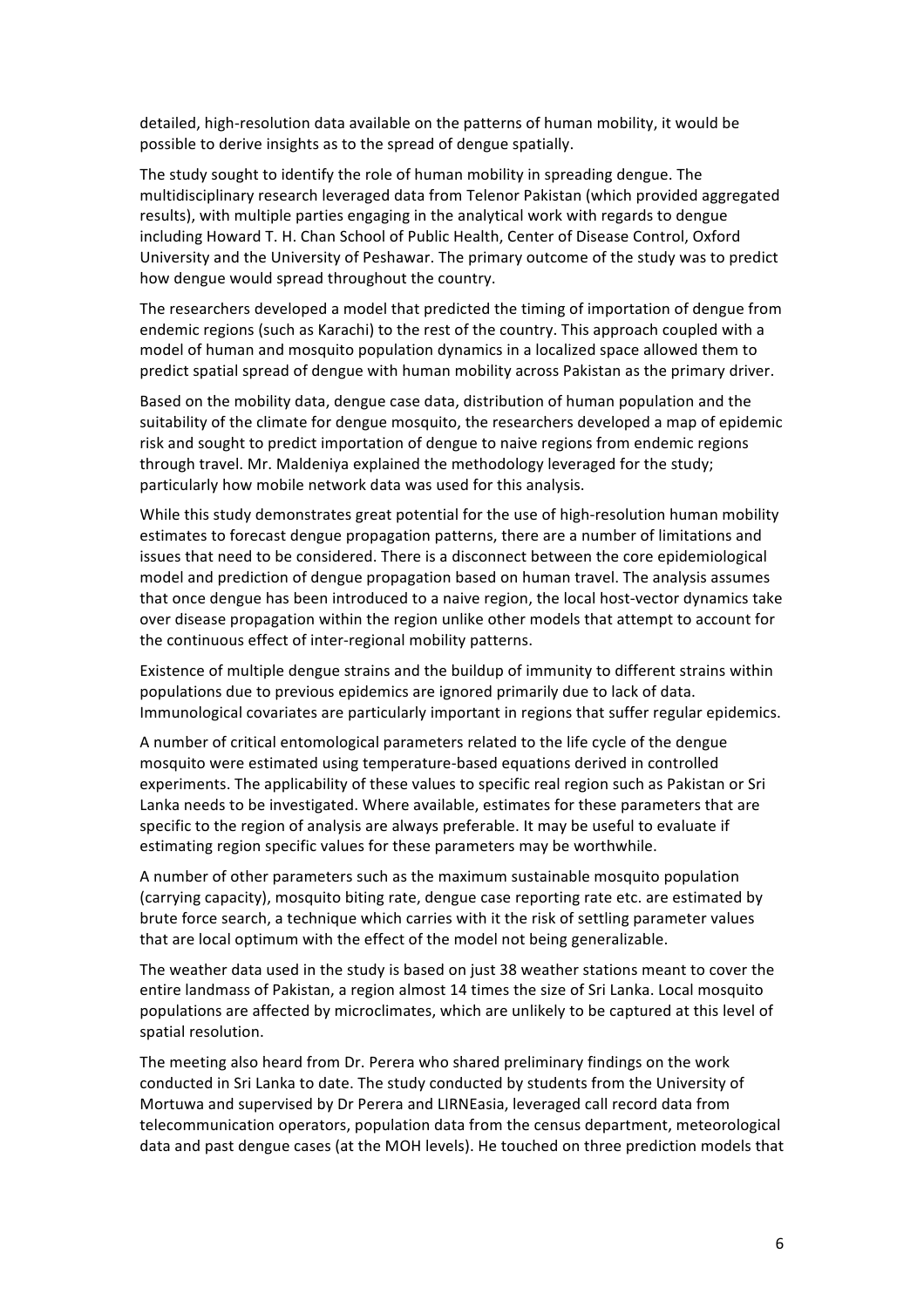detailed, high-resolution data available on the patterns of human mobility, it would be possible to derive insights as to the spread of dengue spatially.

The study sought to identify the role of human mobility in spreading dengue. The multidisciplinary research leveraged data from Telenor Pakistan (which provided aggregated results), with multiple parties engaging in the analytical work with regards to dengue including Howard T. H. Chan School of Public Health, Center of Disease Control, Oxford University and the University of Peshawar. The primary outcome of the study was to predict how dengue would spread throughout the country.

The researchers developed a model that predicted the timing of importation of dengue from endemic regions (such as Karachi) to the rest of the country. This approach coupled with a model of human and mosquito population dynamics in a localized space allowed them to predict spatial spread of dengue with human mobility across Pakistan as the primary driver.

Based on the mobility data, dengue case data, distribution of human population and the suitability of the climate for dengue mosquito, the researchers developed a map of epidemic risk and sought to predict importation of dengue to naive regions from endemic regions through travel. Mr. Maldeniya explained the methodology leveraged for the study; particularly how mobile network data was used for this analysis.

While this study demonstrates great potential for the use of high-resolution human mobility estimates to forecast dengue propagation patterns, there are a number of limitations and issues that need to be considered. There is a disconnect between the core epidemiological model and prediction of dengue propagation based on human travel. The analysis assumes that once dengue has been introduced to a naive region, the local host-vector dynamics take over disease propagation within the region unlike other models that attempt to account for the continuous effect of inter-regional mobility patterns.

Existence of multiple dengue strains and the buildup of immunity to different strains within populations due to previous epidemics are ignored primarily due to lack of data. Immunological covariates are particularly important in regions that suffer regular epidemics.

A number of critical entomological parameters related to the life cycle of the dengue mosquito were estimated using temperature-based equations derived in controlled experiments. The applicability of these values to specific real region such as Pakistan or Sri Lanka needs to be investigated. Where available, estimates for these parameters that are specific to the region of analysis are always preferable. It may be useful to evaluate if estimating region specific values for these parameters may be worthwhile.

A number of other parameters such as the maximum sustainable mosquito population (carrying capacity), mosquito biting rate, dengue case reporting rate etc. are estimated by brute force search, a technique which carries with it the risk of settling parameter values that are local optimum with the effect of the model not being generalizable.

The weather data used in the study is based on just 38 weather stations meant to cover the entire landmass of Pakistan, a region almost 14 times the size of Sri Lanka. Local mosquito populations are affected by microclimates, which are unlikely to be captured at this level of spatial resolution.

The meeting also heard from Dr. Perera who shared preliminary findings on the work conducted in Sri Lanka to date. The study conducted by students from the University of Mortuwa and supervised by Dr Perera and LIRNEasia, leveraged call record data from telecommunication operators, population data from the census department, meteorological data and past dengue cases (at the MOH levels). He touched on three prediction models that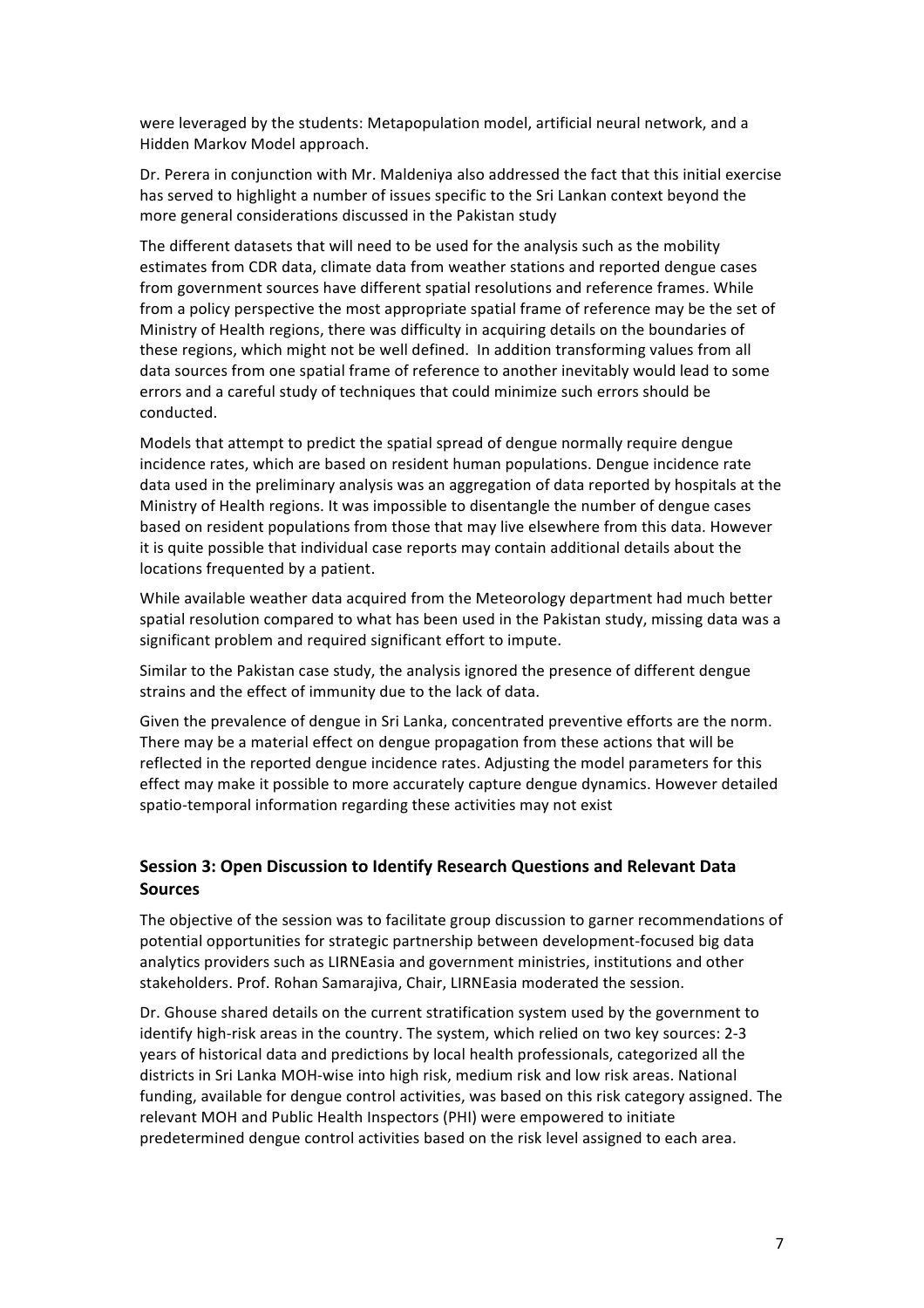were leveraged by the students: Metapopulation model, artificial neural network, and a Hidden Markov Model approach.

Dr. Perera in conjunction with Mr. Maldeniya also addressed the fact that this initial exercise has served to highlight a number of issues specific to the Sri Lankan context beyond the more general considerations discussed in the Pakistan study

The different datasets that will need to be used for the analysis such as the mobility estimates from CDR data, climate data from weather stations and reported dengue cases from government sources have different spatial resolutions and reference frames. While from a policy perspective the most appropriate spatial frame of reference may be the set of Ministry of Health regions, there was difficulty in acquiring details on the boundaries of these regions, which might not be well defined. In addition transforming values from all data sources from one spatial frame of reference to another inevitably would lead to some errors and a careful study of techniques that could minimize such errors should be conducted.

Models that attempt to predict the spatial spread of dengue normally require dengue incidence rates, which are based on resident human populations. Dengue incidence rate data used in the preliminary analysis was an aggregation of data reported by hospitals at the Ministry of Health regions. It was impossible to disentangle the number of dengue cases based on resident populations from those that may live elsewhere from this data. However it is quite possible that individual case reports may contain additional details about the locations frequented by a patient.

While available weather data acquired from the Meteorology department had much better spatial resolution compared to what has been used in the Pakistan study, missing data was a significant problem and required significant effort to impute.

Similar to the Pakistan case study, the analysis ignored the presence of different dengue strains and the effect of immunity due to the lack of data.

Given the prevalence of dengue in Sri Lanka, concentrated preventive efforts are the norm. There may be a material effect on dengue propagation from these actions that will be reflected in the reported dengue incidence rates. Adjusting the model parameters for this effect may make it possible to more accurately capture dengue dynamics. However detailed spatio-temporal information regarding these activities may not exist

## Session 3: Open Discussion to Identify Research Questions and Relevant Data Sources

The objective of the session was to facilitate group discussion to garner recommendations of potential opportunities for strategic partnership between development-focused big data analytics providers such as LIRNEasia and government ministries, institutions and other stakeholders. Prof. Rohan Samarajiva, Chair, LIRNEasia moderated the session.

Dr. Ghouse shared details on the current stratification system used by the government to identify high-risk areas in the country. The system, which relied on two key sources: 2-3 years of historical data and predictions by local health professionals, categorized all the districts in Sri Lanka MOH-wise into high risk, medium risk and low risk areas. National funding, available for dengue control activities, was based on this risk category assigned. The relevant MOH and Public Health Inspectors (PHI) were empowered to initiate predetermined dengue control activities based on the risk level assigned to each area.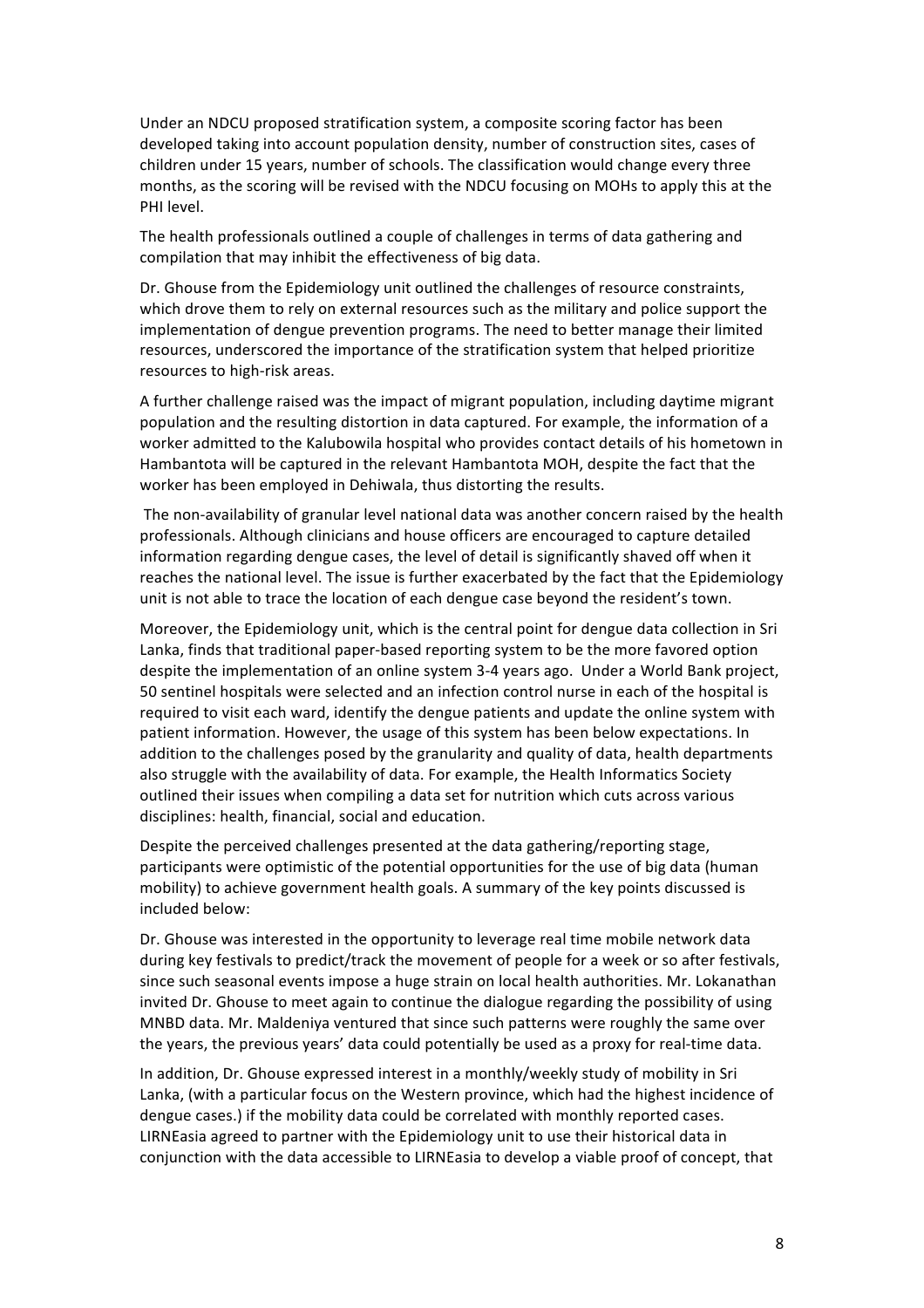Under an NDCU proposed stratification system, a composite scoring factor has been developed taking into account population density, number of construction sites, cases of children under 15 years, number of schools. The classification would change every three months, as the scoring will be revised with the NDCU focusing on MOHs to apply this at the PHI level.

The health professionals outlined a couple of challenges in terms of data gathering and compilation that may inhibit the effectiveness of big data.

Dr. Ghouse from the Epidemiology unit outlined the challenges of resource constraints, which drove them to rely on external resources such as the military and police support the implementation of dengue prevention programs. The need to better manage their limited resources, underscored the importance of the stratification system that helped prioritize resources to high-risk areas.

A further challenge raised was the impact of migrant population, including daytime migrant population and the resulting distortion in data captured. For example, the information of a worker admitted to the Kalubowila hospital who provides contact details of his hometown in Hambantota will be captured in the relevant Hambantota MOH, despite the fact that the worker has been employed in Dehiwala, thus distorting the results.

The non-availability of granular level national data was another concern raised by the health professionals. Although clinicians and house officers are encouraged to capture detailed information regarding dengue cases, the level of detail is significantly shaved off when it reaches the national level. The issue is further exacerbated by the fact that the Epidemiology unit is not able to trace the location of each dengue case beyond the resident's town.

Moreover, the Epidemiology unit, which is the central point for dengue data collection in Sri Lanka, finds that traditional paper-based reporting system to be the more favored option despite the implementation of an online system 3-4 years ago. Under a World Bank project, 50 sentinel hospitals were selected and an infection control nurse in each of the hospital is required to visit each ward, identify the dengue patients and update the online system with patient information. However, the usage of this system has been below expectations. In addition to the challenges posed by the granularity and quality of data, health departments also struggle with the availability of data. For example, the Health Informatics Society outlined their issues when compiling a data set for nutrition which cuts across various disciplines: health, financial, social and education.

Despite the perceived challenges presented at the data gathering/reporting stage, participants were optimistic of the potential opportunities for the use of big data (human mobility) to achieve government health goals. A summary of the key points discussed is included below:

Dr. Ghouse was interested in the opportunity to leverage real time mobile network data during key festivals to predict/track the movement of people for a week or so after festivals, since such seasonal events impose a huge strain on local health authorities. Mr. Lokanathan invited Dr. Ghouse to meet again to continue the dialogue regarding the possibility of using MNBD data. Mr. Maldeniya ventured that since such patterns were roughly the same over the years, the previous years' data could potentially be used as a proxy for real-time data.

In addition, Dr. Ghouse expressed interest in a monthly/weekly study of mobility in Sri Lanka, (with a particular focus on the Western province, which had the highest incidence of dengue cases.) if the mobility data could be correlated with monthly reported cases. LIRNEasia agreed to partner with the Epidemiology unit to use their historical data in conjunction with the data accessible to LIRNEasia to develop a viable proof of concept, that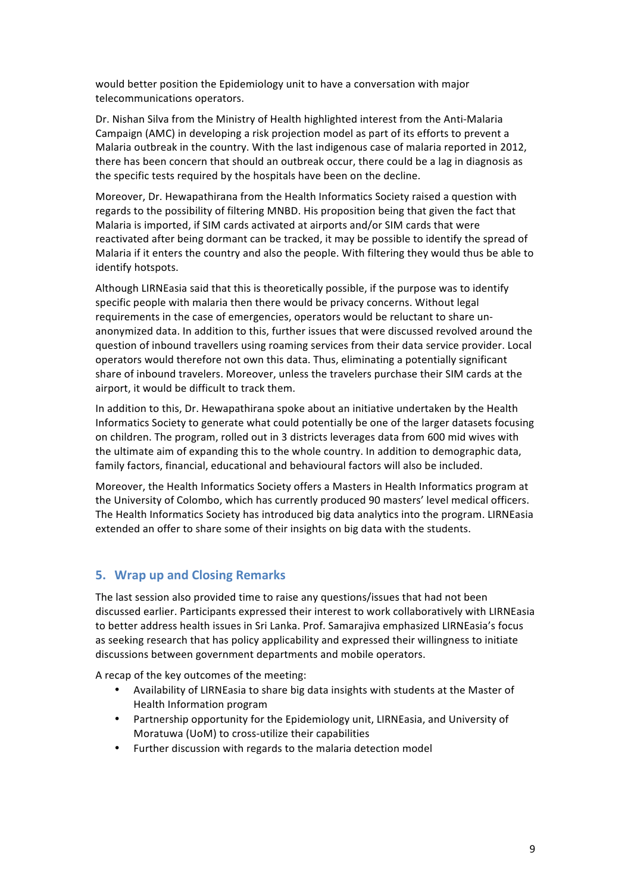would better position the Epidemiology unit to have a conversation with major telecommunications operators.

Dr. Nishan Silva from the Ministry of Health highlighted interest from the Anti-Malaria Campaign (AMC) in developing a risk projection model as part of its efforts to prevent a Malaria outbreak in the country. With the last indigenous case of malaria reported in 2012, there has been concern that should an outbreak occur, there could be a lag in diagnosis as the specific tests required by the hospitals have been on the decline.

Moreover, Dr. Hewapathirana from the Health Informatics Society raised a question with regards to the possibility of filtering MNBD. His proposition being that given the fact that Malaria is imported, if SIM cards activated at airports and/or SIM cards that were reactivated after being dormant can be tracked, it may be possible to identify the spread of Malaria if it enters the country and also the people. With filtering they would thus be able to identify hotspots.

Although LIRNEasia said that this is theoretically possible, if the purpose was to identify specific people with malaria then there would be privacy concerns. Without legal requirements in the case of emergencies, operators would be reluctant to share un-anonymized data. In addition to this, further issues that were discussed revolved around the question of inbound travellers using roaming services from their data service provider. Local operators would therefore not own this data. Thus, eliminating a potentially significant share of inbound travelers. Moreover, unless the travelers purchase their SIM cards at the airport, it would be difficult to track them.

In addition to this, Dr. Hewapathirana spoke about an initiative undertaken by the Health Informatics Society to generate what could potentially be one of the larger datasets focusing on children. The program, rolled out in 3 districts leverages data from 600 mid wives with the ultimate aim of expanding this to the whole country. In addition to demographic data, family factors, financial, educational and behavioural factors will also be included.

Moreover, the Health Informatics Society offers a Masters in Health Informatics program at the University of Colombo, which has currently produced 90 masters' level medical officers. The Health Informatics Society has introduced big data analytics into the program. LIRNEasia extended an offer to share some of their insights on big data with the students.

## 5. Wrap up and Closing Remarks

The last session also provided time to raise any questions/issues that had not been discussed earlier. Participants expressed their interest to work collaboratively with LIRNEasia to better address health issues in Sri Lanka. Prof. Samarajiva emphasized LIRNEasia's focus as seeking research that has policy applicability and expressed their willingness to initiate discussions between government departments and mobile operators.

A recap of the key outcomes of the meeting:

- Availability of LIRNEasia to share big data insights with students at the Master of Health Information program
- Partnership opportunity for the Epidemiology unit, LIRNEasia, and University of Moratuwa (UoM) to cross-utilize their capabilities
- Further discussion with regards to the malaria detection model